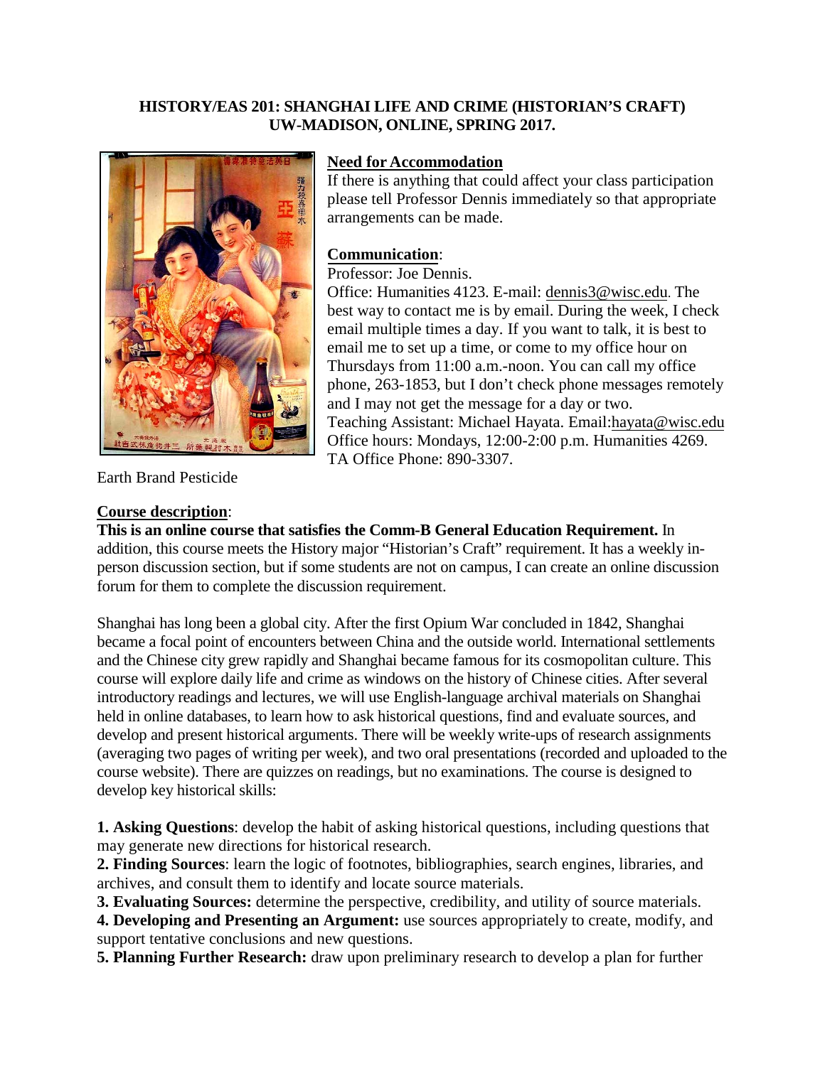**HISTORY/EAS 201: SHANGHAI LIFE AND CRIME (HISTORIAN'S CRAFT)**
**UW-MADISON, ONLINE, SPRING 2017.**

Earth Brand Pesticide

## Need for Accommodation

If there is anything that could affect your class participation please tell Professor Dennis immediately so that appropriate arrangements can be made.

## Communication:

Professor: Joe Dennis.
Office: Humanities 4123. E-mail: dennis3@wisc.edu. The best way to contact me is by email. During the week, I check email multiple times a day. If you want to talk, it is best to email me to set up a time, or come to my office hour on Thursdays from 11:00 a.m.-noon. You can call my office phone, 263-1853, but I don't check phone messages remotely and I may not get the message for a day or two.
Teaching Assistant: Michael Hayata. Email:hayata@wisc.edu
Office hours: Mondays, 12:00-2:00 p.m. Humanities 4269.
TA Office Phone: 890-3307.

## Course description:

**This is an online course that satisfies the Comm-B General Education Requirement.** In addition, this course meets the History major "Historian's Craft" requirement. It has a weekly in-person discussion section, but if some students are not on campus, I can create an online discussion forum for them to complete the discussion requirement.

Shanghai has long been a global city. After the first Opium War concluded in 1842, Shanghai became a focal point of encounters between China and the outside world. International settlements and the Chinese city grew rapidly and Shanghai became famous for its cosmopolitan culture. This course will explore daily life and crime as windows on the history of Chinese cities. After several introductory readings and lectures, we will use English-language archival materials on Shanghai held in online databases, to learn how to ask historical questions, find and evaluate sources, and develop and present historical arguments. There will be weekly write-ups of research assignments (averaging two pages of writing per week), and two oral presentations (recorded and uploaded to the course website). There are quizzes on readings, but no examinations. The course is designed to develop key historical skills:

**1. Asking Questions**: develop the habit of asking historical questions, including questions that may generate new directions for historical research.
**2. Finding Sources**: learn the logic of footnotes, bibliographies, search engines, libraries, and archives, and consult them to identify and locate source materials.
**3. Evaluating Sources:** determine the perspective, credibility, and utility of source materials.
**4. Developing and Presenting an Argument:** use sources appropriately to create, modify, and support tentative conclusions and new questions.
**5. Planning Further Research:** draw upon preliminary research to develop a plan for further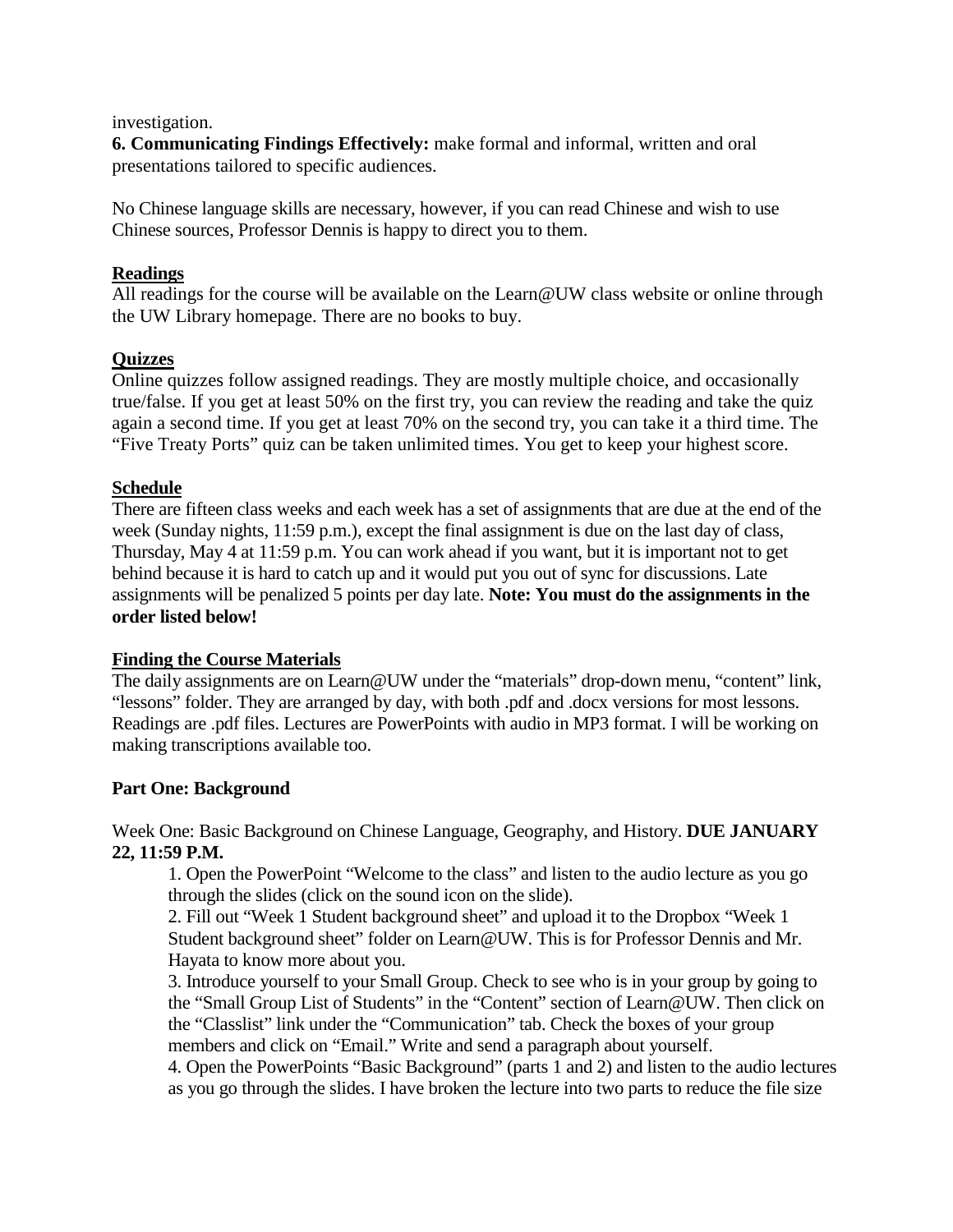investigation.

**6. Communicating Findings Effectively:** make formal and informal, written and oral presentations tailored to specific audiences.

No Chinese language skills are necessary, however, if you can read Chinese and wish to use Chinese sources, Professor Dennis is happy to direct you to them.

## Readings

All readings for the course will be available on the Learn@UW class website or online through the UW Library homepage. There are no books to buy.

## Quizzes

Online quizzes follow assigned readings. They are mostly multiple choice, and occasionally true/false. If you get at least 50% on the first try, you can review the reading and take the quiz again a second time. If you get at least 70% on the second try, you can take it a third time. The "Five Treaty Ports" quiz can be taken unlimited times. You get to keep your highest score.

## Schedule

There are fifteen class weeks and each week has a set of assignments that are due at the end of the week (Sunday nights, 11:59 p.m.), except the final assignment is due on the last day of class, Thursday, May 4 at 11:59 p.m. You can work ahead if you want, but it is important not to get behind because it is hard to catch up and it would put you out of sync for discussions. Late assignments will be penalized 5 points per day late. **Note: You must do the assignments in the order listed below!**

## Finding the Course Materials

The daily assignments are on Learn@UW under the "materials" drop-down menu, "content" link, "lessons" folder. They are arranged by day, with both .pdf and .docx versions for most lessons. Readings are .pdf files. Lectures are PowerPoints with audio in MP3 format. I will be working on making transcriptions available too.

### Part One: Background

Week One: Basic Background on Chinese Language, Geography, and History. **DUE JANUARY 22, 11:59 P.M.**

1. Open the PowerPoint "Welcome to the class" and listen to the audio lecture as you go through the slides (click on the sound icon on the slide).
2. Fill out "Week 1 Student background sheet" and upload it to the Dropbox "Week 1 Student background sheet" folder on Learn@UW. This is for Professor Dennis and Mr. Hayata to know more about you.
3. Introduce yourself to your Small Group. Check to see who is in your group by going to the "Small Group List of Students" in the "Content" section of Learn@UW. Then click on the "Classlist" link under the "Communication" tab. Check the boxes of your group members and click on "Email." Write and send a paragraph about yourself.
4. Open the PowerPoints "Basic Background" (parts 1 and 2) and listen to the audio lectures as you go through the slides. I have broken the lecture into two parts to reduce the file size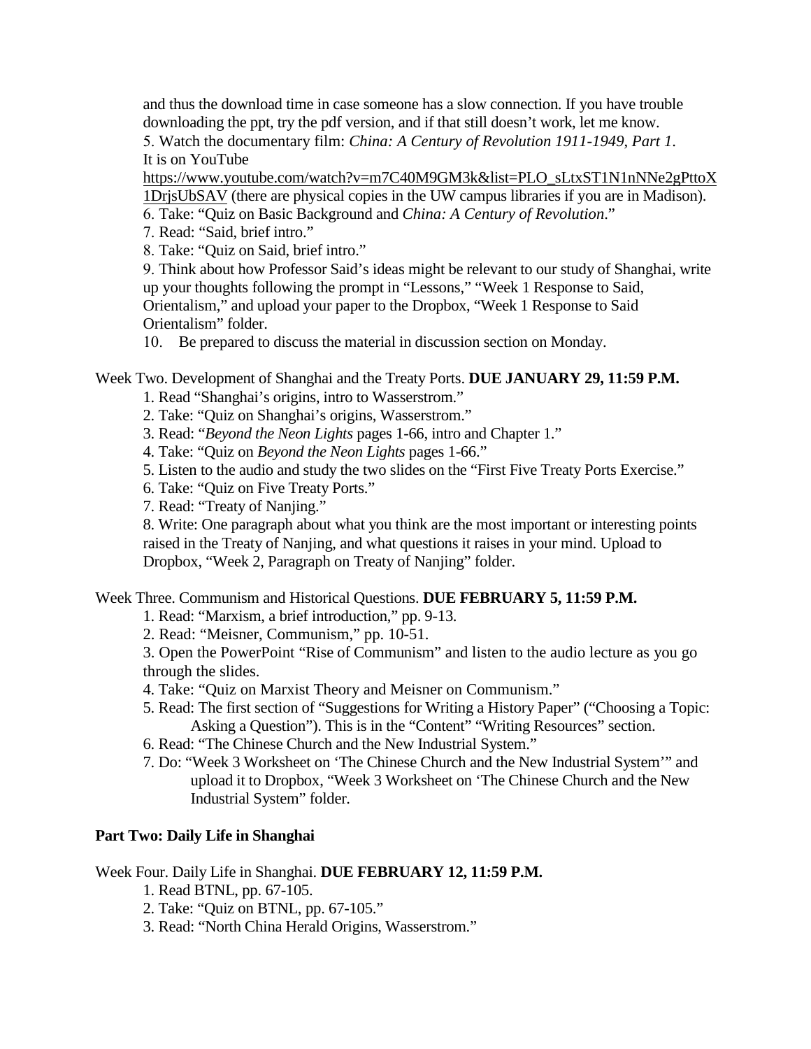and thus the download time in case someone has a slow connection. If you have trouble downloading the ppt, try the pdf version, and if that still doesn't work, let me know.

5. Watch the documentary film: *China: A Century of Revolution 1911-1949, Part 1*. It is on YouTube https://www.youtube.com/watch?v=m7C40M9GM3k&list=PLO_sLtxST1N1nNNe2gPttoX1DrjsUbSAV (there are physical copies in the UW campus libraries if you are in Madison).
6. Take: "Quiz on Basic Background and *China: A Century of Revolution*."
7. Read: "Said, brief intro."
8. Take: "Quiz on Said, brief intro."
9. Think about how Professor Said's ideas might be relevant to our study of Shanghai, write up your thoughts following the prompt in "Lessons," "Week 1 Response to Said, Orientalism," and upload your paper to the Dropbox, "Week 1 Response to Said Orientalism" folder.
10. Be prepared to discuss the material in discussion section on Monday.

Week Two. Development of Shanghai and the Treaty Ports. **DUE JANUARY 29, 11:59 P.M.**

1. Read "Shanghai's origins, intro to Wasserstrom."
2. Take: "Quiz on Shanghai's origins, Wasserstrom."
3. Read: "*Beyond the Neon Lights* pages 1-66, intro and Chapter 1."
4. Take: "Quiz on *Beyond the Neon Lights* pages 1-66."
5. Listen to the audio and study the two slides on the "First Five Treaty Ports Exercise."
6. Take: "Quiz on Five Treaty Ports."
7. Read: "Treaty of Nanjing."
8. Write: One paragraph about what you think are the most important or interesting points raised in the Treaty of Nanjing, and what questions it raises in your mind. Upload to Dropbox, "Week 2, Paragraph on Treaty of Nanjing" folder.

Week Three. Communism and Historical Questions. **DUE FEBRUARY 5, 11:59 P.M.**

1. Read: "Marxism, a brief introduction," pp. 9-13.
2. Read: "Meisner, Communism," pp. 10-51.
3. Open the PowerPoint "Rise of Communism" and listen to the audio lecture as you go through the slides.
4. Take: "Quiz on Marxist Theory and Meisner on Communism."
5. Read: The first section of "Suggestions for Writing a History Paper" ("Choosing a Topic: Asking a Question"). This is in the "Content" "Writing Resources" section.
6. Read: "The Chinese Church and the New Industrial System."
7. Do: "Week 3 Worksheet on 'The Chinese Church and the New Industrial System'" and upload it to Dropbox, "Week 3 Worksheet on 'The Chinese Church and the New Industrial System" folder.

**Part Two: Daily Life in Shanghai**

Week Four. Daily Life in Shanghai. **DUE FEBRUARY 12, 11:59 P.M.**

1. Read BTNL, pp. 67-105.
2. Take: "Quiz on BTNL, pp. 67-105."
3. Read: "North China Herald Origins, Wasserstrom."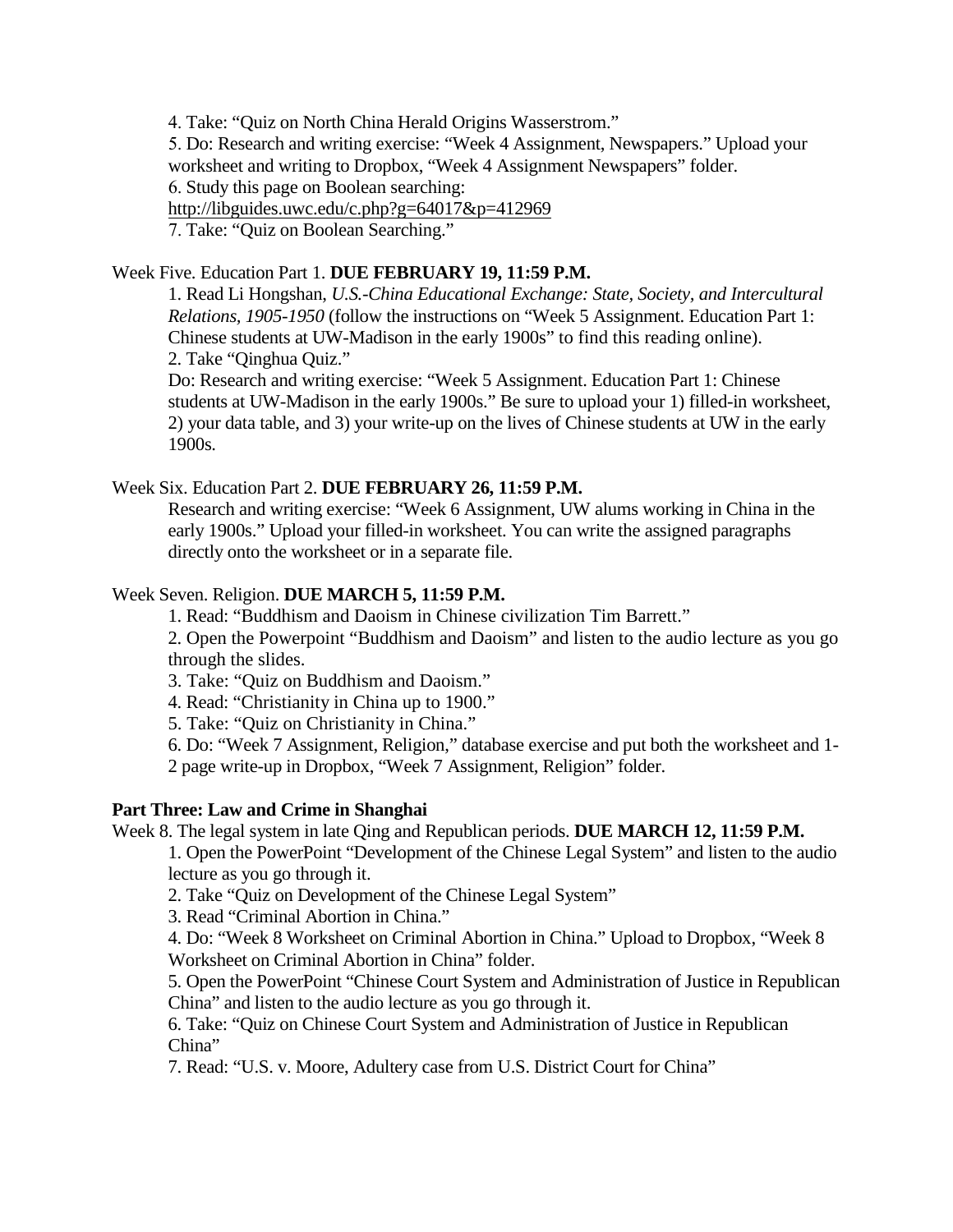4. Take: "Quiz on North China Herald Origins Wasserstrom."
5. Do: Research and writing exercise: "Week 4 Assignment, Newspapers." Upload your worksheet and writing to Dropbox, "Week 4 Assignment Newspapers" folder.
6. Study this page on Boolean searching:
http://libguides.uwc.edu/c.php?g=64017&p=412969
7. Take: "Quiz on Boolean Searching."

Week Five. Education Part 1. **DUE FEBRUARY 19, 11:59 P.M.**

1. Read Li Hongshan, *U.S.-China Educational Exchange: State, Society, and Intercultural Relations, 1905-1950* (follow the instructions on "Week 5 Assignment. Education Part 1: Chinese students at UW-Madison in the early 1900s" to find this reading online).
2. Take "Qinghua Quiz."
Do: Research and writing exercise: "Week 5 Assignment. Education Part 1: Chinese students at UW-Madison in the early 1900s." Be sure to upload your 1) filled-in worksheet, 2) your data table, and 3) your write-up on the lives of Chinese students at UW in the early 1900s.

Week Six. Education Part 2. **DUE FEBRUARY 26, 11:59 P.M.**

Research and writing exercise: "Week 6 Assignment, UW alums working in China in the early 1900s." Upload your filled-in worksheet. You can write the assigned paragraphs directly onto the worksheet or in a separate file.

Week Seven. Religion. **DUE MARCH 5, 11:59 P.M.**

1. Read: "Buddhism and Daoism in Chinese civilization Tim Barrett."
2. Open the Powerpoint "Buddhism and Daoism" and listen to the audio lecture as you go through the slides.
3. Take: "Quiz on Buddhism and Daoism."
4. Read: "Christianity in China up to 1900."
5. Take: "Quiz on Christianity in China."
6. Do: "Week 7 Assignment, Religion," database exercise and put both the worksheet and 1-2 page write-up in Dropbox, "Week 7 Assignment, Religion" folder.

**Part Three: Law and Crime in Shanghai**

Week 8. The legal system in late Qing and Republican periods. **DUE MARCH 12, 11:59 P.M.**

1. Open the PowerPoint "Development of the Chinese Legal System" and listen to the audio lecture as you go through it.
2. Take "Quiz on Development of the Chinese Legal System"
3. Read "Criminal Abortion in China."
4. Do: "Week 8 Worksheet on Criminal Abortion in China." Upload to Dropbox, "Week 8 Worksheet on Criminal Abortion in China" folder.
5. Open the PowerPoint "Chinese Court System and Administration of Justice in Republican China" and listen to the audio lecture as you go through it.
6. Take: "Quiz on Chinese Court System and Administration of Justice in Republican China"
7. Read: "U.S. v. Moore, Adultery case from U.S. District Court for China"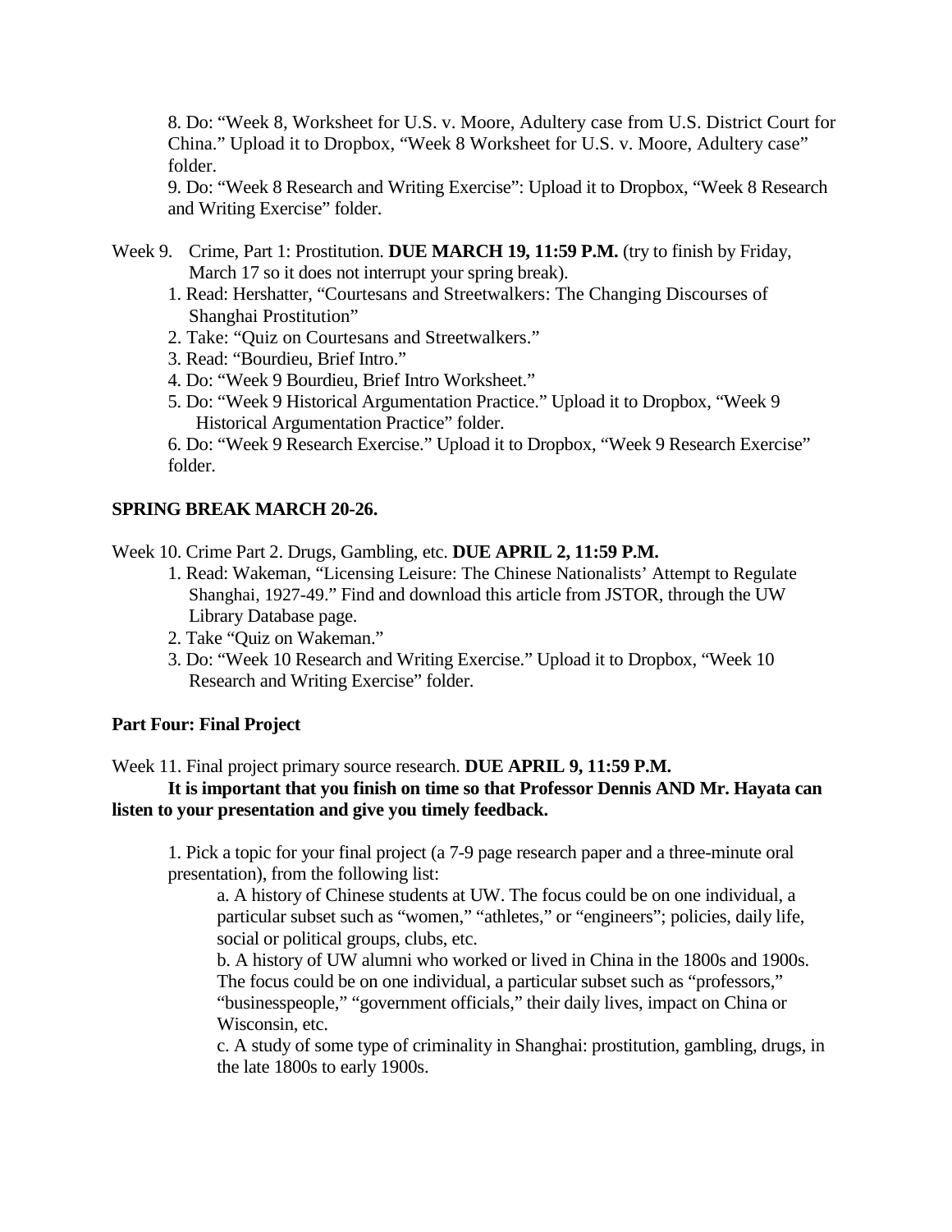8. Do: “Week 8, Worksheet for U.S. v. Moore, Adultery case from U.S. District Court for China.” Upload it to Dropbox, “Week 8 Worksheet for U.S. v. Moore, Adultery case” folder.

9. Do: “Week 8 Research and Writing Exercise”: Upload it to Dropbox, “Week 8 Research and Writing Exercise” folder.

Week 9. Crime, Part 1: Prostitution. **DUE MARCH 19, 11:59 P.M.** (try to finish by Friday, March 17 so it does not interrupt your spring break).

1. Read: Hershatter, “Courtesans and Streetwalkers: The Changing Discourses of Shanghai Prostitution”
2. Take: “Quiz on Courtesans and Streetwalkers.”
3. Read: “Bourdieu, Brief Intro.”
4. Do: “Week 9 Bourdieu, Brief Intro Worksheet.”
5. Do: “Week 9 Historical Argumentation Practice.” Upload it to Dropbox, “Week 9 Historical Argumentation Practice” folder.
6. Do: “Week 9 Research Exercise.” Upload it to Dropbox, “Week 9 Research Exercise” folder.

**SPRING BREAK MARCH 20-26.**

Week 10. Crime Part 2. Drugs, Gambling, etc. **DUE APRIL 2, 11:59 P.M.**

1. Read: Wakeman, “Licensing Leisure: The Chinese Nationalists’ Attempt to Regulate Shanghai, 1927-49.” Find and download this article from JSTOR, through the UW Library Database page.
2. Take “Quiz on Wakeman.”
3. Do: “Week 10 Research and Writing Exercise.” Upload it to Dropbox, “Week 10 Research and Writing Exercise” folder.

**Part Four: Final Project**

Week 11. Final project primary source research. **DUE APRIL 9, 11:59 P.M.**

**It is important that you finish on time so that Professor Dennis AND Mr. Hayata can listen to your presentation and give you timely feedback.**

1. Pick a topic for your final project (a 7-9 page research paper and a three-minute oral presentation), from the following list:

   a. A history of Chinese students at UW. The focus could be on one individual, a particular subset such as “women,” “athletes,” or “engineers”; policies, daily life, social or political groups, clubs, etc.

   b. A history of UW alumni who worked or lived in China in the 1800s and 1900s. The focus could be on one individual, a particular subset such as “professors,” “businesspeople,” “government officials,” their daily lives, impact on China or Wisconsin, etc.

   c. A study of some type of criminality in Shanghai: prostitution, gambling, drugs, in the late 1800s to early 1900s.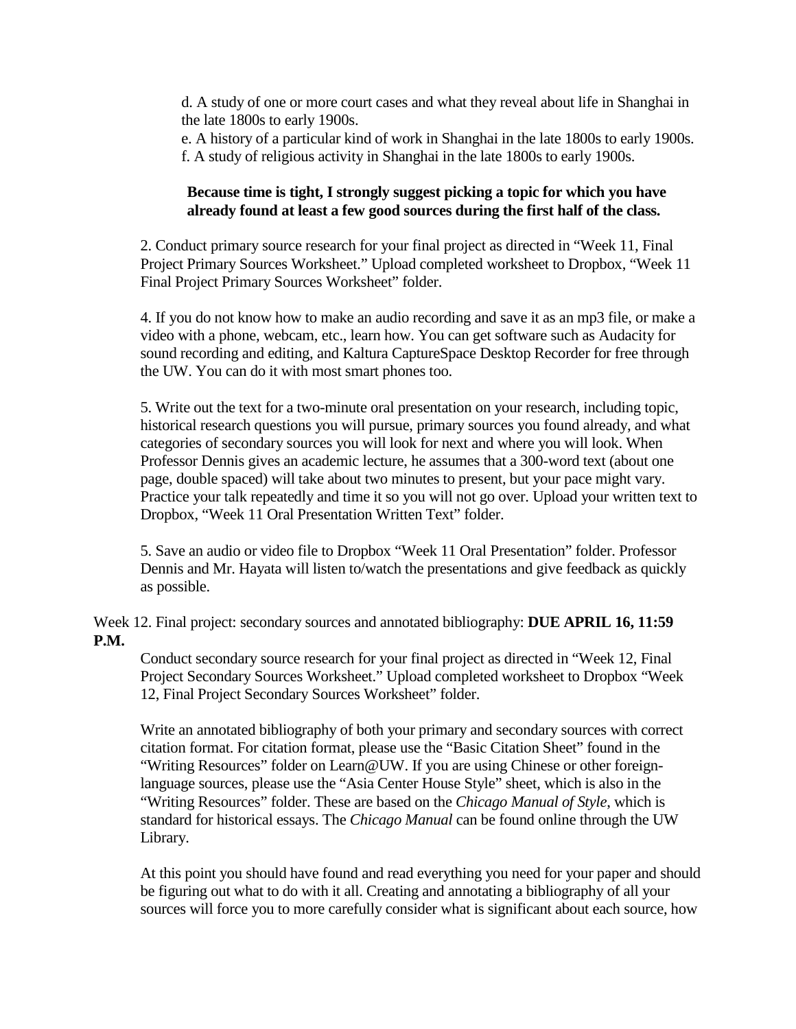d. A study of one or more court cases and what they reveal about life in Shanghai in the late 1800s to early 1900s.
e. A history of a particular kind of work in Shanghai in the late 1800s to early 1900s.
f. A study of religious activity in Shanghai in the late 1800s to early 1900s.

**Because time is tight, I strongly suggest picking a topic for which you have already found at least a few good sources during the first half of the class.**

2. Conduct primary source research for your final project as directed in "Week 11, Final Project Primary Sources Worksheet." Upload completed worksheet to Dropbox, "Week 11 Final Project Primary Sources Worksheet" folder.

4. If you do not know how to make an audio recording and save it as an mp3 file, or make a video with a phone, webcam, etc., learn how. You can get software such as Audacity for sound recording and editing, and Kaltura CaptureSpace Desktop Recorder for free through the UW. You can do it with most smart phones too.

5. Write out the text for a two-minute oral presentation on your research, including topic, historical research questions you will pursue, primary sources you found already, and what categories of secondary sources you will look for next and where you will look. When Professor Dennis gives an academic lecture, he assumes that a 300-word text (about one page, double spaced) will take about two minutes to present, but your pace might vary. Practice your talk repeatedly and time it so you will not go over. Upload your written text to Dropbox, "Week 11 Oral Presentation Written Text" folder.

5. Save an audio or video file to Dropbox "Week 11 Oral Presentation" folder. Professor Dennis and Mr. Hayata will listen to/watch the presentations and give feedback as quickly as possible.

Week 12. Final project: secondary sources and annotated bibliography: **DUE APRIL 16, 11:59 P.M.**

Conduct secondary source research for your final project as directed in "Week 12, Final Project Secondary Sources Worksheet." Upload completed worksheet to Dropbox "Week 12, Final Project Secondary Sources Worksheet" folder.

Write an annotated bibliography of both your primary and secondary sources with correct citation format. For citation format, please use the "Basic Citation Sheet" found in the "Writing Resources" folder on Learn@UW. If you are using Chinese or other foreign-language sources, please use the "Asia Center House Style" sheet, which is also in the "Writing Resources" folder. These are based on the *Chicago Manual of Style*, which is standard for historical essays. The *Chicago Manual* can be found online through the UW Library.

At this point you should have found and read everything you need for your paper and should be figuring out what to do with it all. Creating and annotating a bibliography of all your sources will force you to more carefully consider what is significant about each source, how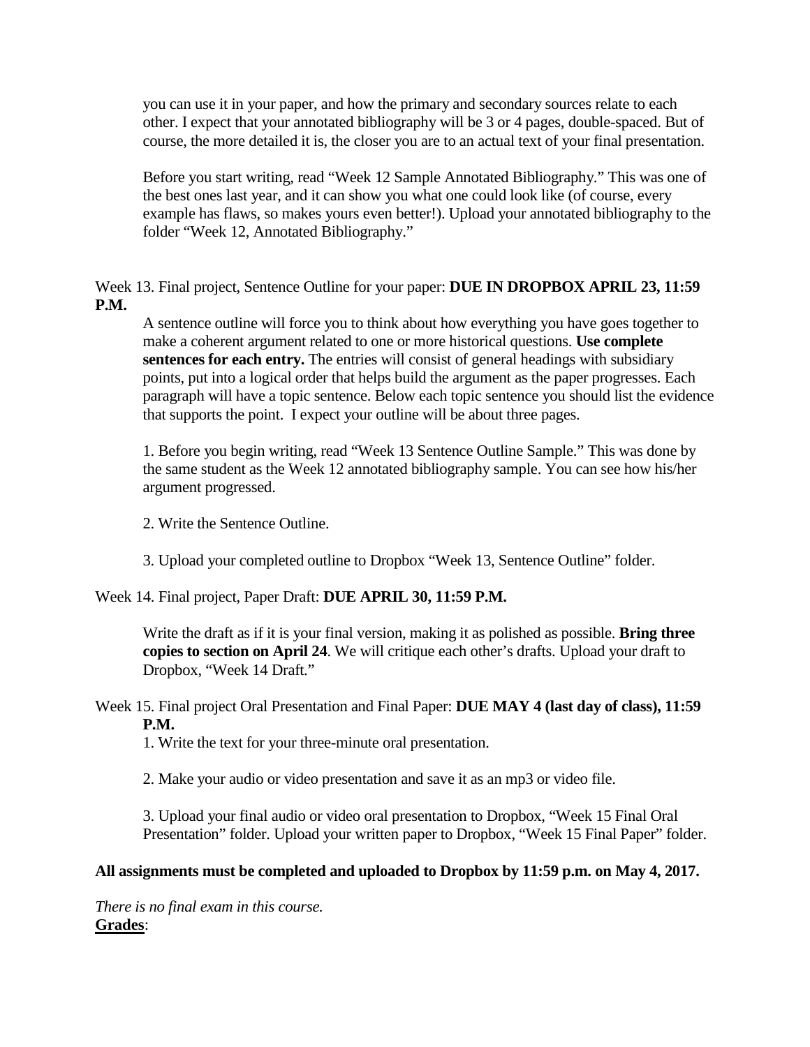you can use it in your paper, and how the primary and secondary sources relate to each other. I expect that your annotated bibliography will be 3 or 4 pages, double-spaced. But of course, the more detailed it is, the closer you are to an actual text of your final presentation.

Before you start writing, read "Week 12 Sample Annotated Bibliography." This was one of the best ones last year, and it can show you what one could look like (of course, every example has flaws, so makes yours even better!). Upload your annotated bibliography to the folder "Week 12, Annotated Bibliography."

Week 13. Final project, Sentence Outline for your paper: **DUE IN DROPBOX APRIL 23, 11:59 P.M.**

A sentence outline will force you to think about how everything you have goes together to make a coherent argument related to one or more historical questions. **Use complete sentences for each entry.** The entries will consist of general headings with subsidiary points, put into a logical order that helps build the argument as the paper progresses. Each paragraph will have a topic sentence. Below each topic sentence you should list the evidence that supports the point. I expect your outline will be about three pages.

1. Before you begin writing, read "Week 13 Sentence Outline Sample." This was done by the same student as the Week 12 annotated bibliography sample. You can see how his/her argument progressed.

2. Write the Sentence Outline.

3. Upload your completed outline to Dropbox "Week 13, Sentence Outline" folder.

Week 14. Final project, Paper Draft: **DUE APRIL 30, 11:59 P.M.**

Write the draft as if it is your final version, making it as polished as possible. **Bring three copies to section on April 24**. We will critique each other's drafts. Upload your draft to Dropbox, "Week 14 Draft."

Week 15. Final project Oral Presentation and Final Paper: **DUE MAY 4 (last day of class), 11:59 P.M.**

1. Write the text for your three-minute oral presentation.

2. Make your audio or video presentation and save it as an mp3 or video file.

3. Upload your final audio or video oral presentation to Dropbox, "Week 15 Final Oral Presentation" folder. Upload your written paper to Dropbox, "Week 15 Final Paper" folder.

**All assignments must be completed and uploaded to Dropbox by 11:59 p.m. on May 4, 2017.**

*There is no final exam in this course.*

**Grades**: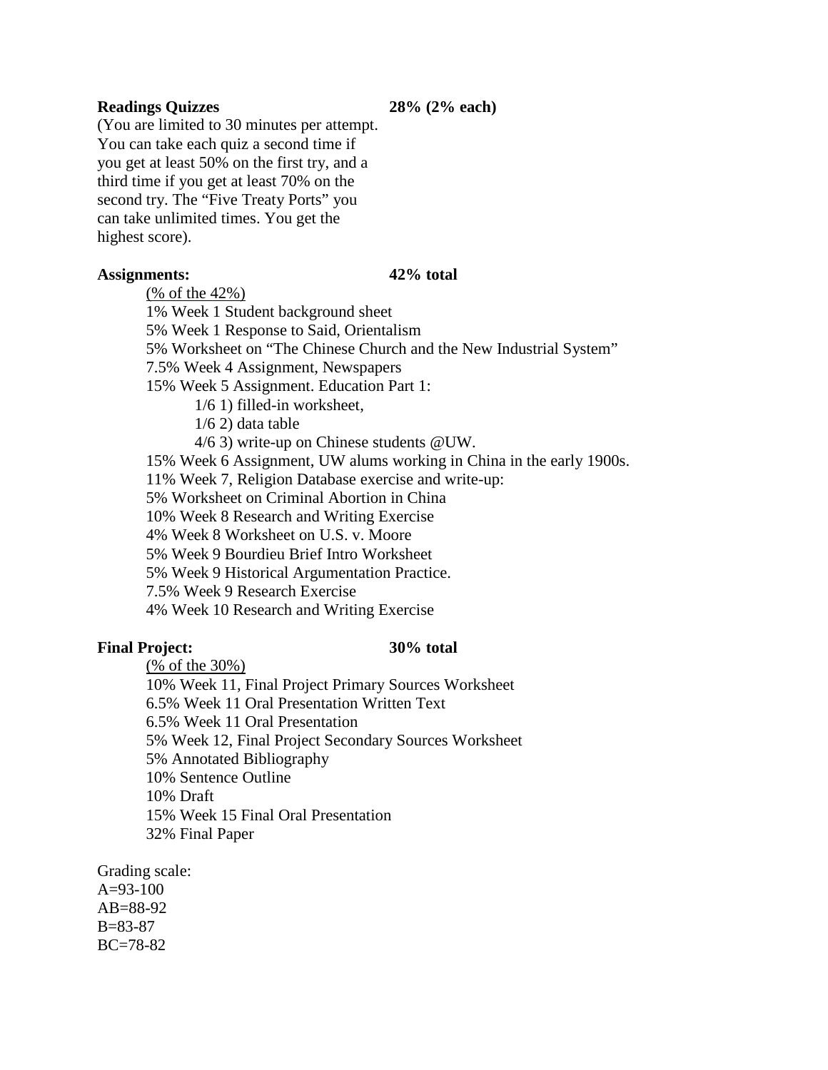**Readings Quizzes** **28% (2% each)**

(You are limited to 30 minutes per attempt. You can take each quiz a second time if you get at least 50% on the first try, and a third time if you get at least 70% on the second try. The "Five Treaty Ports" you can take unlimited times. You get the highest score).

**Assignments:** **42% total**

(% of the 42%)

- 1% Week 1 Student background sheet
- 5% Week 1 Response to Said, Orientalism
- 5% Worksheet on "The Chinese Church and the New Industrial System"
- 7.5% Week 4 Assignment, Newspapers
- 15% Week 5 Assignment. Education Part 1:
  - 1/6 1) filled-in worksheet,
  - 1/6 2) data table
  - 4/6 3) write-up on Chinese students @UW.
- 15% Week 6 Assignment, UW alums working in China in the early 1900s.
- 11% Week 7, Religion Database exercise and write-up:
- 5% Worksheet on Criminal Abortion in China
- 10% Week 8 Research and Writing Exercise
- 4% Week 8 Worksheet on U.S. v. Moore
- 5% Week 9 Bourdieu Brief Intro Worksheet
- 5% Week 9 Historical Argumentation Practice.
- 7.5% Week 9 Research Exercise
- 4% Week 10 Research and Writing Exercise

**Final Project:** **30% total**

(% of the 30%)

- 10% Week 11, Final Project Primary Sources Worksheet
- 6.5% Week 11 Oral Presentation Written Text
- 6.5% Week 11 Oral Presentation
- 5% Week 12, Final Project Secondary Sources Worksheet
- 5% Annotated Bibliography
- 10% Sentence Outline
- 10% Draft
- 15% Week 15 Final Oral Presentation
- 32% Final Paper

Grading scale:
A=93-100
AB=88-92
B=83-87
BC=78-82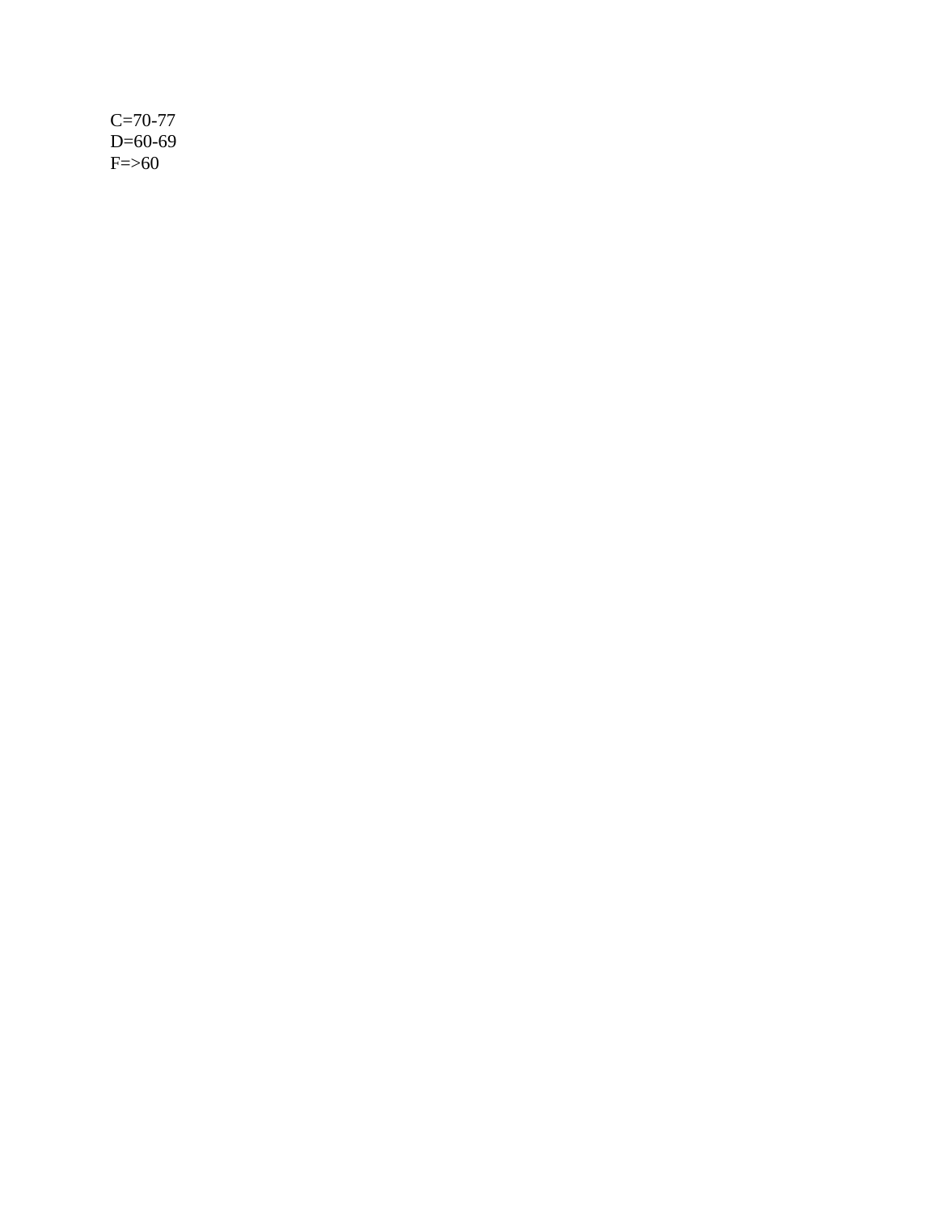C=70-77
D=60-69
F=>60